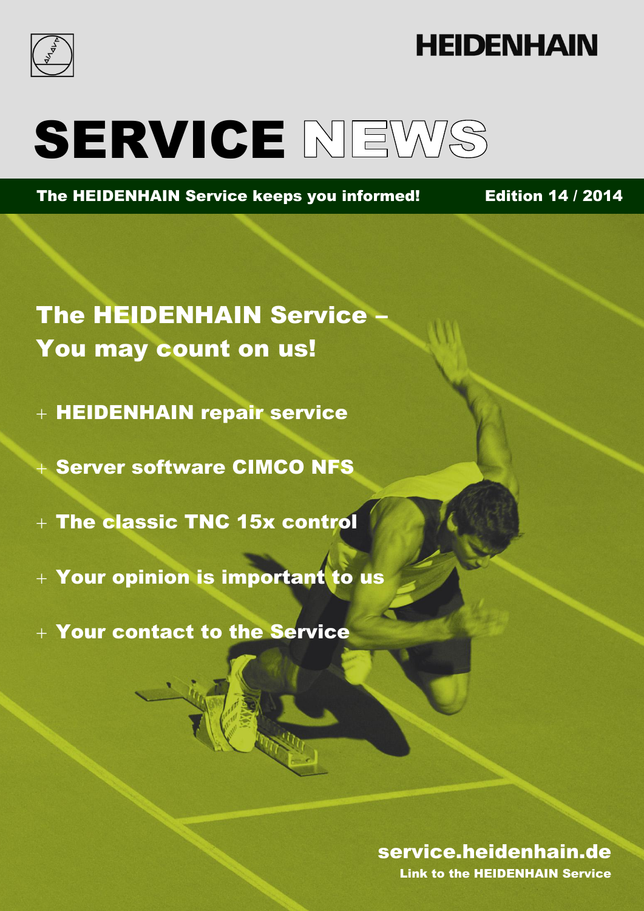HEIDENHAIN

# SERVICE NEWS

**The HEIDENHAIN Service keeps you informed!** **Edition 14 / 2014**

## The HEIDENHAIN Service – You may count on us!

+ **HEIDENHAIN repair service**
+ **Server software CIMCO NFS**
+ **The classic TNC 15x control**
+ **Your opinion is important to us**
+ **Your contact to the Service**

**service.heidenhain.de**
**Link to the HEIDENHAIN Service**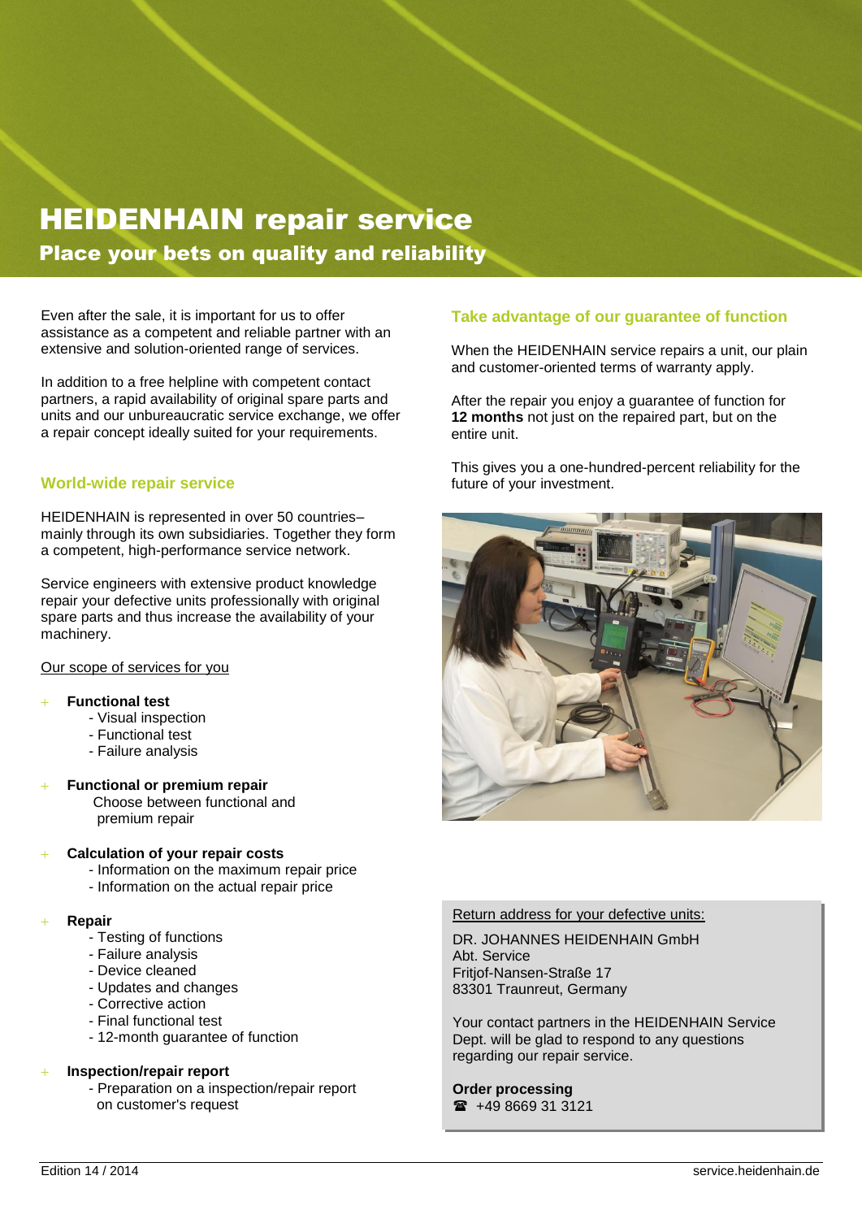# HEIDENHAIN repair service

## Place your bets on quality and reliability

Even after the sale, it is important for us to offer assistance as a competent and reliable partner with an extensive and solution-oriented range of services.

In addition to a free helpline with competent contact partners, a rapid availability of original spare parts and units and our unbureaucratic service exchange, we offer a repair concept ideally suited for your requirements.

### World-wide repair service

HEIDENHAIN is represented in over 50 countries– mainly through its own subsidiaries. Together they form a competent, high-performance service network.

Service engineers with extensive product knowledge repair your defective units professionally with original spare parts and thus increase the availability of your machinery.

Our scope of services for you

+ **Functional test**
  - Visual inspection
  - Functional test
  - Failure analysis

+ **Functional or premium repair**
  Choose between functional and premium repair

+ **Calculation of your repair costs**
  - Information on the maximum repair price
  - Information on the actual repair price

+ **Repair**
  - Testing of functions
  - Failure analysis
  - Device cleaned
  - Updates and changes
  - Corrective action
  - Final functional test
  - 12-month guarantee of function

+ **Inspection/repair report**
  - Preparation on a inspection/repair report on customer's request

### Take advantage of our guarantee of function

When the HEIDENHAIN service repairs a unit, our plain and customer-oriented terms of warranty apply.

After the repair you enjoy a guarantee of function for **12 months** not just on the repaired part, but on the entire unit.

This gives you a one-hundred-percent reliability for the future of your investment.

Return address for your defective units:

DR. JOHANNES HEIDENHAIN GmbH
Abt. Service
Fritjof-Nansen-Straße 17
83301 Traunreut, Germany

Your contact partners in the HEIDENHAIN Service Dept. will be glad to respond to any questions regarding our repair service.

**Order processing**
☎ +49 8669 31 3121

Edition 14 / 2014

service.heidenhain.de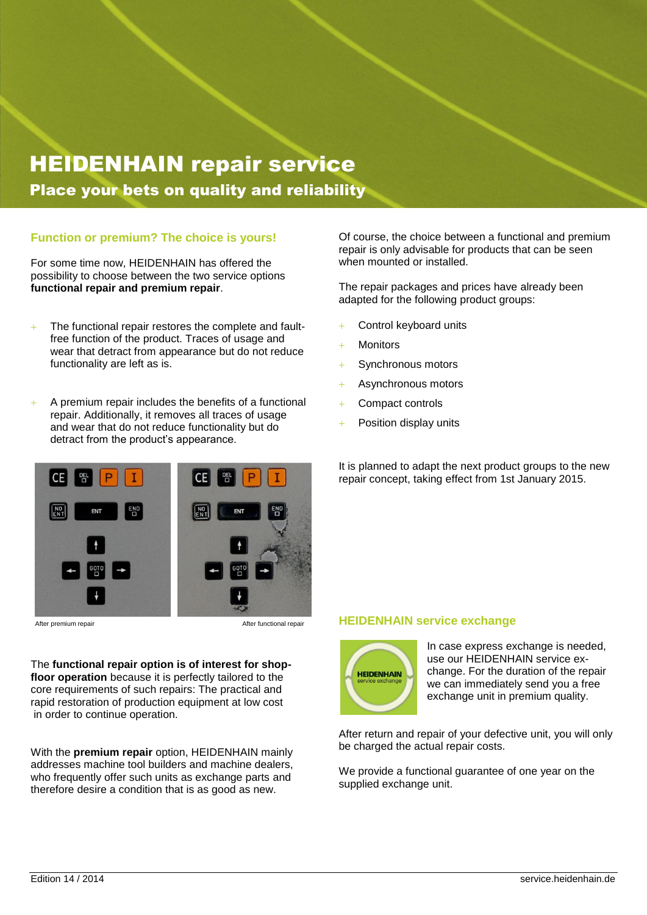# HEIDENHAIN repair service

## Place your bets on quality and reliability

### Function or premium? The choice is yours!

For some time now, HEIDENHAIN has offered the possibility to choose between the two service options **functional repair and premium repair**.

- The functional repair restores the complete and fault-free function of the product. Traces of usage and wear that detract from appearance but do not reduce functionality are left as is.
- A premium repair includes the benefits of a functional repair. Additionally, it removes all traces of usage and wear that do not reduce functionality but do detract from the product's appearance.

After premium repair | After functional repair

The **functional repair option is of interest for shop-floor operation** because it is perfectly tailored to the core requirements of such repairs: The practical and rapid restoration of production equipment at low cost in order to continue operation.

With the **premium repair** option, HEIDENHAIN mainly addresses machine tool builders and machine dealers, who frequently offer such units as exchange parts and therefore desire a condition that is as good as new.

Of course, the choice between a functional and premium repair is only advisable for products that can be seen when mounted or installed.

The repair packages and prices have already been adapted for the following product groups:

- Control keyboard units
- Monitors
- Synchronous motors
- Asynchronous motors
- Compact controls
- Position display units

It is planned to adapt the next product groups to the new repair concept, taking effect from 1st January 2015.

### HEIDENHAIN service exchange

In case express exchange is needed, use our HEIDENHAIN service exchange. For the duration of the repair we can immediately send you a free exchange unit in premium quality.

After return and repair of your defective unit, you will only be charged the actual repair costs.

We provide a functional guarantee of one year on the supplied exchange unit.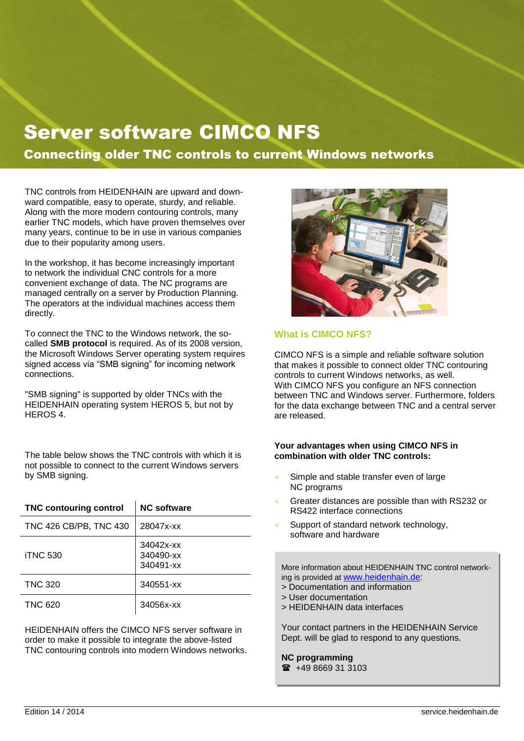# Server software CIMCO NFS

## Connecting older TNC controls to current Windows networks

TNC controls from HEIDENHAIN are upward and downward compatible, easy to operate, sturdy, and reliable. Along with the more modern contouring controls, many earlier TNC models, which have proven themselves over many years, continue to be in use in various companies due to their popularity among users.

In the workshop, it has become increasingly important to network the individual CNC controls for a more convenient exchange of data. The NC programs are managed centrally on a server by Production Planning. The operators at the individual machines access them directly.

To connect the TNC to the Windows network, the so-called **SMB protocol** is required. As of its 2008 version, the Microsoft Windows Server operating system requires signed access via “SMB signing” for incoming network connections.

"SMB signing" is supported by older TNCs with the HEIDENHAIN operating system HEROS 5, but not by HEROS 4.

The table below shows the TNC controls with which it is not possible to connect to the current Windows servers by SMB signing.

| TNC contouring control | NC software |
|---|---|
| TNC 426 CB/PB, TNC 430 | 28047x-xx |
| iTNC 530 | 34042x-xx<br>340490-xx<br>340491-xx |
| TNC 320 | 340551-xx |
| TNC 620 | 34056x-xx |

HEIDENHAIN offers the CIMCO NFS server software in order to make it possible to integrate the above-listed TNC contouring controls into modern Windows networks.

### What is CIMCO NFS?

CIMCO NFS is a simple and reliable software solution that makes it possible to connect older TNC contouring controls to current Windows networks, as well.
With CIMCO NFS you configure an NFS connection between TNC and Windows server. Furthermore, folders for the data exchange between TNC and a central server are released.

**Your advantages when using CIMCO NFS in combination with older TNC controls:**

- Simple and stable transfer even of large NC programs
- Greater distances are possible than with RS232 or RS422 interface connections
- Support of standard network technology, software and hardware

More information about HEIDENHAIN TNC control networking is provided at www.heidenhain.de:
> Documentation and information
> User documentation
> HEIDENHAIN data interfaces

Your contact partners in the HEIDENHAIN Service Dept. will be glad to respond to any questions.

**NC programming**
☎ +49 8669 31 3103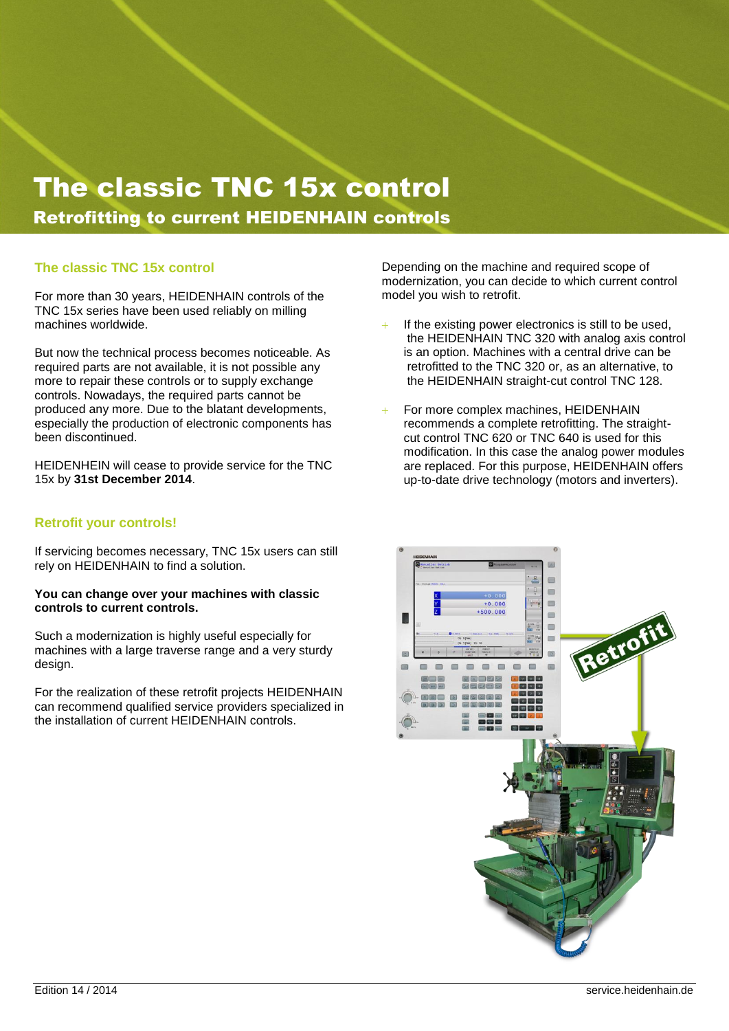# The classic TNC 15x control

## Retrofitting to current HEIDENHAIN controls

### The classic TNC 15x control

For more than 30 years, HEIDENHAIN controls of the TNC 15x series have been used reliably on milling machines worldwide.

But now the technical process becomes noticeable. As required parts are not available, it is not possible any more to repair these controls or to supply exchange controls. Nowadays, the required parts cannot be produced any more. Due to the blatant developments, especially the production of electronic components has been discontinued.

HEIDENHEIN will cease to provide service for the TNC 15x by **31st December 2014**.

### Retrofit your controls!

If servicing becomes necessary, TNC 15x users can still rely on HEIDENHAIN to find a solution.

**You can change over your machines with classic controls to current controls.**

Such a modernization is highly useful especially for machines with a large traverse range and a very sturdy design.

For the realization of these retrofit projects HEIDENHAIN can recommend qualified service providers specialized in the installation of current HEIDENHAIN controls.

Depending on the machine and required scope of modernization, you can decide to which current control model you wish to retrofit.

- If the existing power electronics is still to be used, the HEIDENHAIN TNC 320 with analog axis control is an option. Machines with a central drive can be retrofitted to the TNC 320 or, as an alternative, to the HEIDENHAIN straight-cut control TNC 128.
- For more complex machines, HEIDENHAIN recommends a complete retrofitting. The straight-cut control TNC 620 or TNC 640 is used for this modification. In this case the analog power modules are replaced. For this purpose, HEIDENHAIN offers up-to-date drive technology (motors and inverters).

Edition 14 / 2014

service.heidenhain.de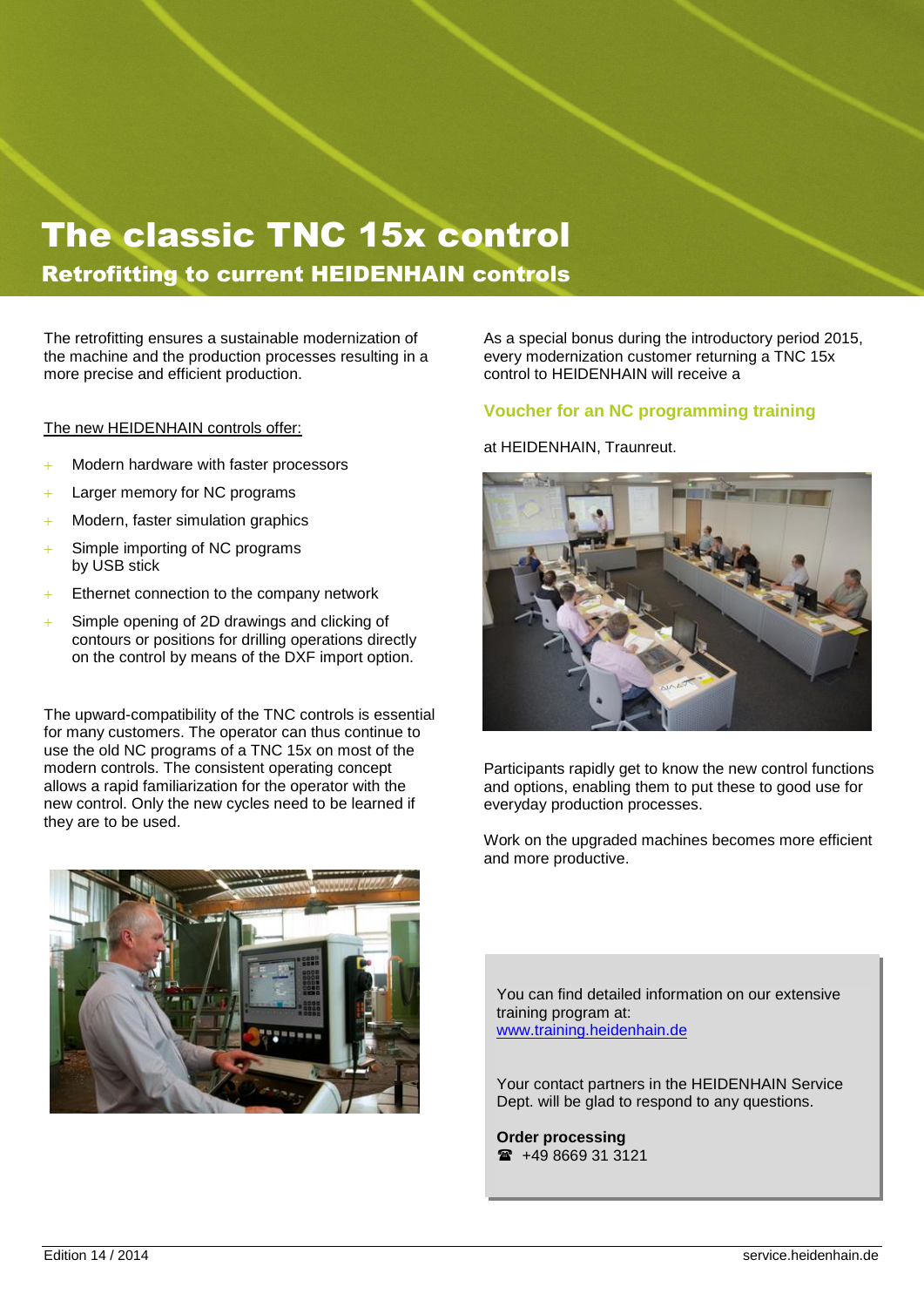# The classic TNC 15x control

## Retrofitting to current HEIDENHAIN controls

The retrofitting ensures a sustainable modernization of the machine and the production processes resulting in a more precise and efficient production.

The new HEIDENHAIN controls offer:

- Modern hardware with faster processors
- Larger memory for NC programs
- Modern, faster simulation graphics
- Simple importing of NC programs by USB stick
- Ethernet connection to the company network
- Simple opening of 2D drawings and clicking of contours or positions for drilling operations directly on the control by means of the DXF import option.

The upward-compatibility of the TNC controls is essential for many customers. The operator can thus continue to use the old NC programs of a TNC 15x on most of the modern controls. The consistent operating concept allows a rapid familiarization for the operator with the new control. Only the new cycles need to be learned if they are to be used.

As a special bonus during the introductory period 2015, every modernization customer returning a TNC 15x control to HEIDENHAIN will receive a

### Voucher for an NC programming training

at HEIDENHAIN, Traunreut.

Participants rapidly get to know the new control functions and options, enabling them to put these to good use for everyday production processes.

Work on the upgraded machines becomes more efficient and more productive.

You can find detailed information on our extensive training program at:
www.training.heidenhain.de

Your contact partners in the HEIDENHAIN Service Dept. will be glad to respond to any questions.

**Order processing**
☎ +49 8669 31 3121

Edition 14 / 2014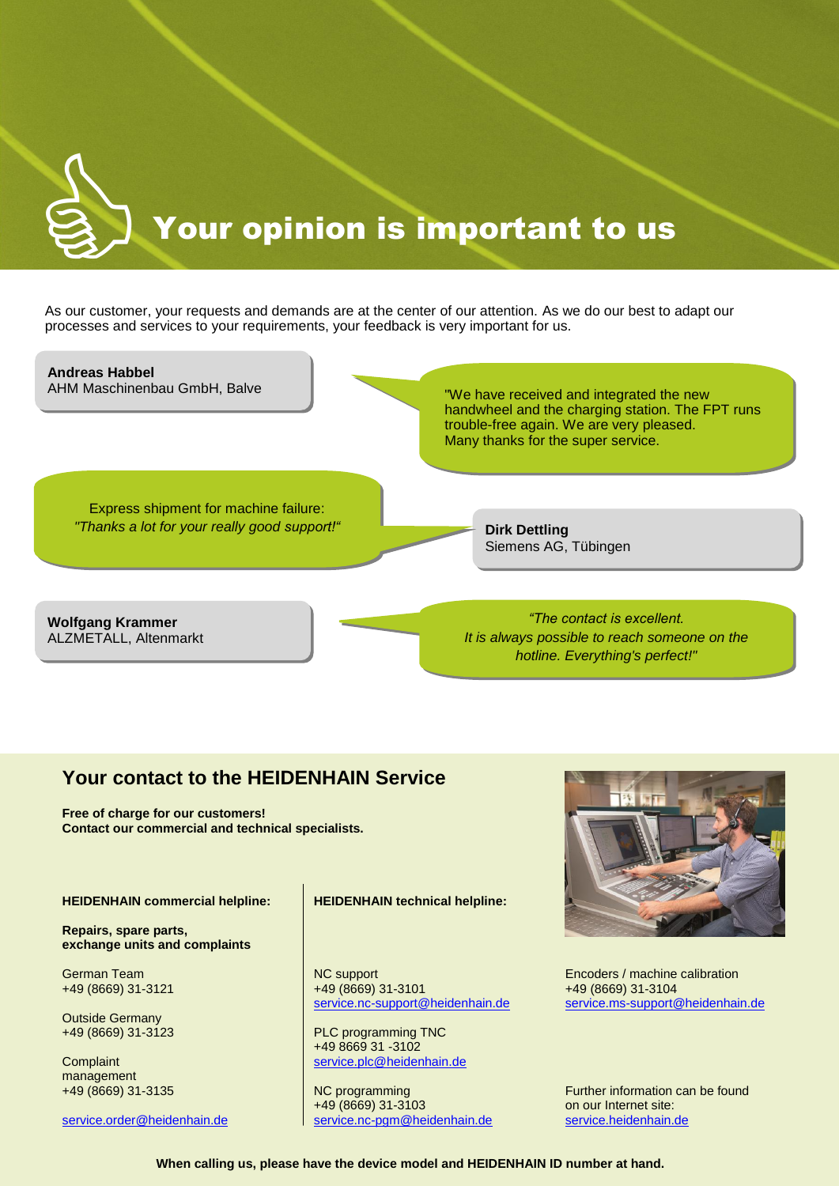# Your opinion is important to us

As our customer, your requests and demands are at the center of our attention. As we do our best to adapt our processes and services to your requirements, your feedback is very important for us.

**Andreas Habbel**
AHM Maschinenbau GmbH, Balve

"We have received and integrated the new handwheel and the charging station. The FPT runs trouble-free again. We are very pleased. Many thanks for the super service.

Express shipment for machine failure:
*"Thanks a lot for your really good support!"*

**Dirk Dettling**
Siemens AG, Tübingen

**Wolfgang Krammer**
ALZMETALL, Altenmarkt

*"The contact is excellent. It is always possible to reach someone on the hotline. Everything's perfect!"*

## Your contact to the HEIDENHAIN Service

**Free of charge for our customers!**
**Contact our commercial and technical specialists.**

**HEIDENHAIN commercial helpline:**

**Repairs, spare parts, exchange units and complaints**

German Team
+49 (8669) 31-3121

Outside Germany
+49 (8669) 31-3123

Complaint management
+49 (8669) 31-3135

service.order@heidenhain.de

**HEIDENHAIN technical helpline:**

NC support
+49 (8669) 31-3101
service.nc-support@heidenhain.de

PLC programming TNC
+49 8669 31 -3102
service.plc@heidenhain.de

NC programming
+49 (8669) 31-3103
service.nc-pgm@heidenhain.de

Encoders / machine calibration
+49 (8669) 31-3104
service.ms-support@heidenhain.de

Further information can be found on our Internet site:
service.heidenhain.de

**When calling us, please have the device model and HEIDENHAIN ID number at hand.**